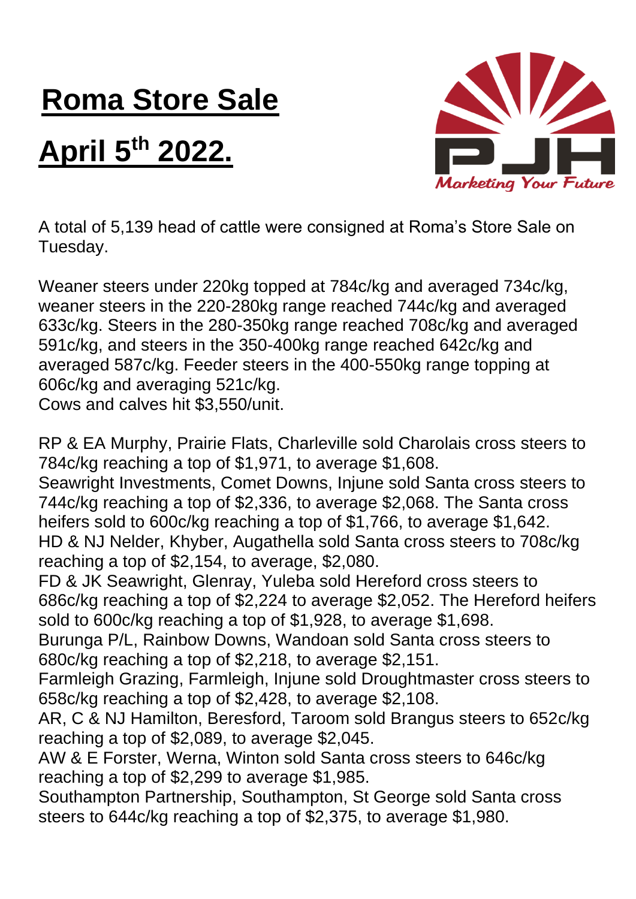# Roma Store Sale

# April 5th 2022.

A total of 5,139 head of cattle were consigned at Roma's Store Sale on Tuesday.

Weaner steers under 220kg topped at 784c/kg and averaged 734c/kg, weaner steers in the 220-280kg range reached 744c/kg and averaged 633c/kg. Steers in the 280-350kg range reached 708c/kg and averaged 591c/kg, and steers in the 350-400kg range reached 642c/kg and averaged 587c/kg. Feeder steers in the 400-550kg range topping at 606c/kg and averaging 521c/kg.
Cows and calves hit $3,550/unit.

RP & EA Murphy, Prairie Flats, Charleville sold Charolais cross steers to 784c/kg reaching a top of $1,971, to average $1,608.
Seawright Investments, Comet Downs, Injune sold Santa cross steers to 744c/kg reaching a top of $2,336, to average $2,068. The Santa cross heifers sold to 600c/kg reaching a top of $1,766, to average $1,642.
HD & NJ Nelder, Khyber, Augathella sold Santa cross steers to 708c/kg reaching a top of $2,154, to average, $2,080.
FD & JK Seawright, Glenray, Yuleba sold Hereford cross steers to 686c/kg reaching a top of $2,224 to average $2,052. The Hereford heifers sold to 600c/kg reaching a top of $1,928, to average $1,698.
Burunga P/L, Rainbow Downs, Wandoan sold Santa cross steers to 680c/kg reaching a top of $2,218, to average $2,151.
Farmleigh Grazing, Farmleigh, Injune sold Droughtmaster cross steers to 658c/kg reaching a top of $2,428, to average $2,108.
AR, C & NJ Hamilton, Beresford, Taroom sold Brangus steers to 652c/kg reaching a top of $2,089, to average $2,045.
AW & E Forster, Werna, Winton sold Santa cross steers to 646c/kg reaching a top of $2,299 to average $1,985.
Southampton Partnership, Southampton, St George sold Santa cross steers to 644c/kg reaching a top of $2,375, to average $1,980.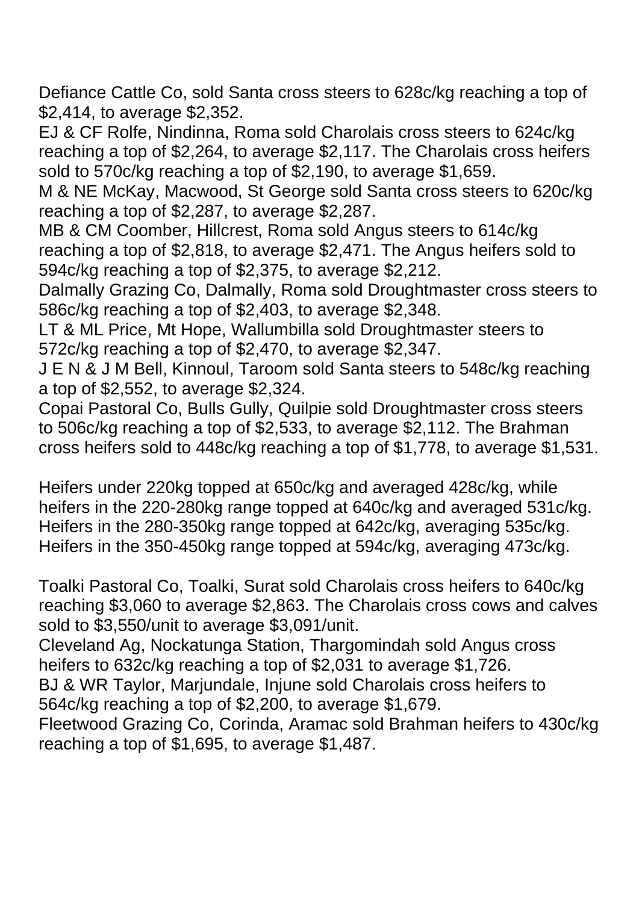Defiance Cattle Co, sold Santa cross steers to 628c/kg reaching a top of $2,414, to average $2,352.
EJ & CF Rolfe, Nindinna, Roma sold Charolais cross steers to 624c/kg reaching a top of $2,264, to average $2,117. The Charolais cross heifers sold to 570c/kg reaching a top of $2,190, to average $1,659.
M & NE McKay, Macwood, St George sold Santa cross steers to 620c/kg reaching a top of $2,287, to average $2,287.
MB & CM Coomber, Hillcrest, Roma sold Angus steers to 614c/kg reaching a top of $2,818, to average $2,471. The Angus heifers sold to 594c/kg reaching a top of $2,375, to average $2,212.
Dalmally Grazing Co, Dalmally, Roma sold Droughtmaster cross steers to 586c/kg reaching a top of $2,403, to average $2,348.
LT & ML Price, Mt Hope, Wallumbilla sold Droughtmaster steers to 572c/kg reaching a top of $2,470, to average $2,347.
J E N & J M Bell, Kinnoul, Taroom sold Santa steers to 548c/kg reaching a top of $2,552, to average $2,324.
Copai Pastoral Co, Bulls Gully, Quilpie sold Droughtmaster cross steers to 506c/kg reaching a top of $2,533, to average $2,112. The Brahman cross heifers sold to 448c/kg reaching a top of $1,778, to average $1,531.

Heifers under 220kg topped at 650c/kg and averaged 428c/kg, while heifers in the 220-280kg range topped at 640c/kg and averaged 531c/kg. Heifers in the 280-350kg range topped at 642c/kg, averaging 535c/kg. Heifers in the 350-450kg range topped at 594c/kg, averaging 473c/kg.

Toalki Pastoral Co, Toalki, Surat sold Charolais cross heifers to 640c/kg reaching $3,060 to average $2,863. The Charolais cross cows and calves sold to $3,550/unit to average $3,091/unit.
Cleveland Ag, Nockatunga Station, Thargomindah sold Angus cross heifers to 632c/kg reaching a top of $2,031 to average $1,726.
BJ & WR Taylor, Marjundale, Injune sold Charolais cross heifers to 564c/kg reaching a top of $2,200, to average $1,679.
Fleetwood Grazing Co, Corinda, Aramac sold Brahman heifers to 430c/kg reaching a top of $1,695, to average $1,487.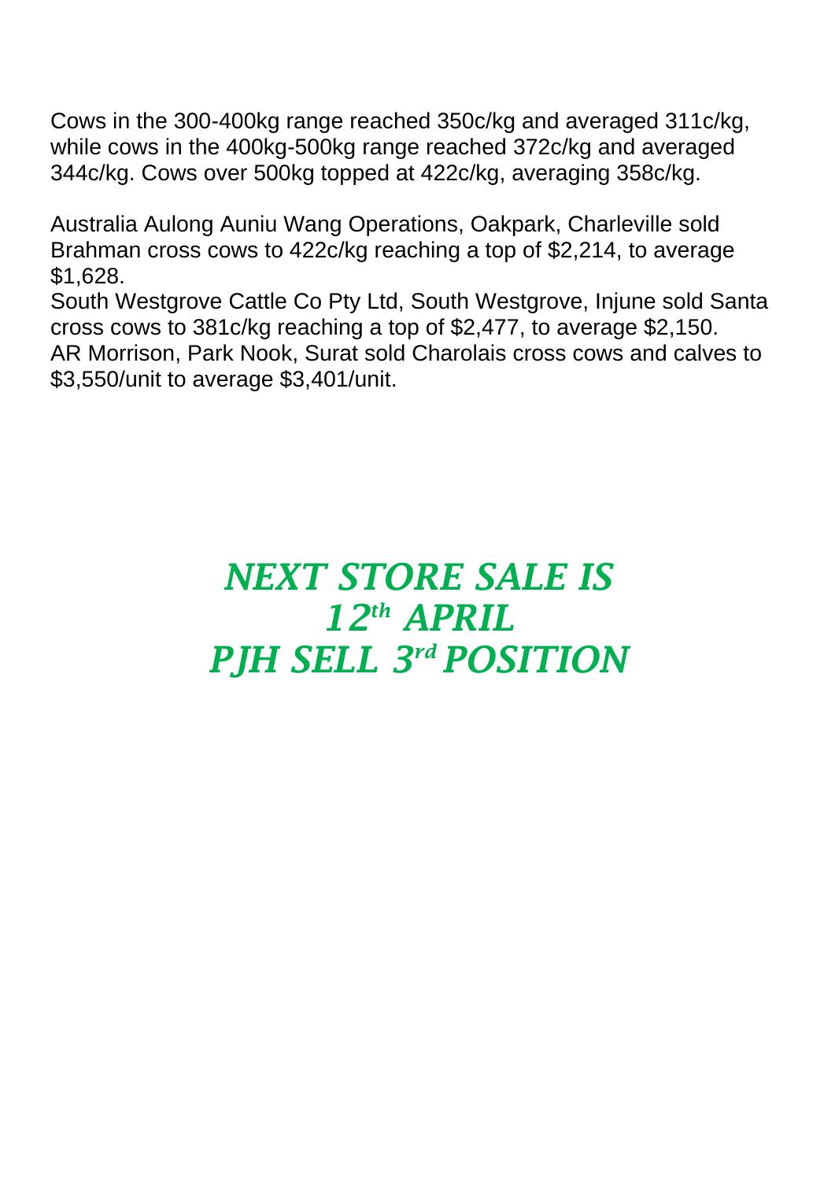Cows in the 300-400kg range reached 350c/kg and averaged 311c/kg, while cows in the 400kg-500kg range reached 372c/kg and averaged 344c/kg. Cows over 500kg topped at 422c/kg, averaging 358c/kg.

Australia Aulong Auniu Wang Operations, Oakpark, Charleville sold Brahman cross cows to 422c/kg reaching a top of $2,214, to average $1,628.
South Westgrove Cattle Co Pty Ltd, South Westgrove, Injune sold Santa cross cows to 381c/kg reaching a top of $2,477, to average $2,150.
AR Morrison, Park Nook, Surat sold Charolais cross cows and calves to $3,550/unit to average $3,401/unit.

***NEXT STORE SALE IS***
***12th APRIL***
***PJH SELL 3rd POSITION***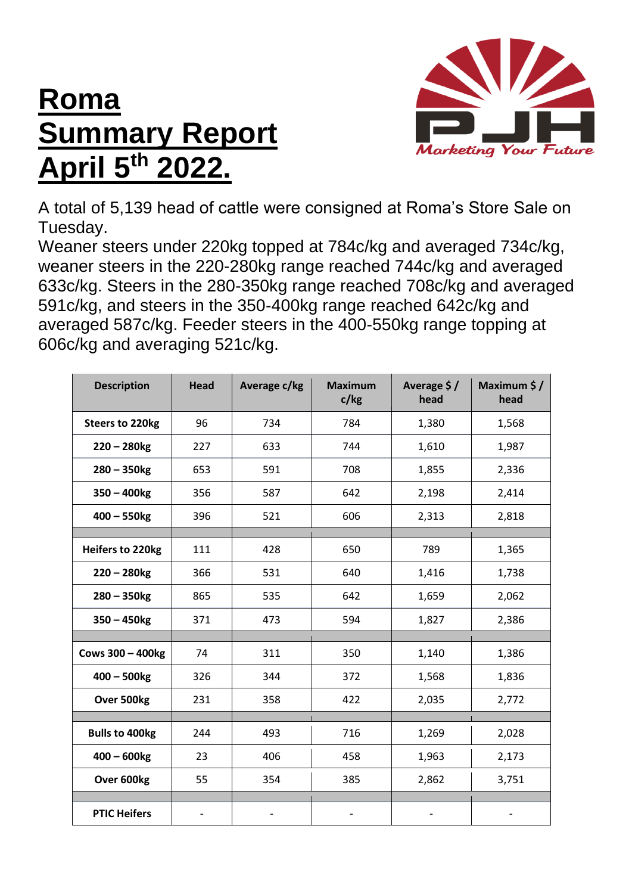# Roma Summary Report April 5th 2022.

PJH Marketing Your Future

A total of 5,139 head of cattle were consigned at Roma's Store Sale on Tuesday.
Weaner steers under 220kg topped at 784c/kg and averaged 734c/kg, weaner steers in the 220-280kg range reached 744c/kg and averaged 633c/kg. Steers in the 280-350kg range reached 708c/kg and averaged 591c/kg, and steers in the 350-400kg range reached 642c/kg and averaged 587c/kg. Feeder steers in the 400-550kg range topping at 606c/kg and averaging 521c/kg.

| Description | Head | Average c/kg | Maximum c/kg | Average $ / head | Maximum $ / head |
|---|---|---|---|---|---|
| Steers to 220kg | 96 | 734 | 784 | 1,380 | 1,568 |
| 220 – 280kg | 227 | 633 | 744 | 1,610 | 1,987 |
| 280 – 350kg | 653 | 591 | 708 | 1,855 | 2,336 |
| 350 – 400kg | 356 | 587 | 642 | 2,198 | 2,414 |
| 400 – 550kg | 396 | 521 | 606 | 2,313 | 2,818 |
| | | | | | |
| Heifers to 220kg | 111 | 428 | 650 | 789 | 1,365 |
| 220 – 280kg | 366 | 531 | 640 | 1,416 | 1,738 |
| 280 – 350kg | 865 | 535 | 642 | 1,659 | 2,062 |
| 350 – 450kg | 371 | 473 | 594 | 1,827 | 2,386 |
| | | | | | |
| Cows 300 – 400kg | 74 | 311 | 350 | 1,140 | 1,386 |
| 400 – 500kg | 326 | 344 | 372 | 1,568 | 1,836 |
| Over 500kg | 231 | 358 | 422 | 2,035 | 2,772 |
| | | | | | |
| Bulls to 400kg | 244 | 493 | 716 | 1,269 | 2,028 |
| 400 – 600kg | 23 | 406 | 458 | 1,963 | 2,173 |
| Over 600kg | 55 | 354 | 385 | 2,862 | 3,751 |
| | | | | | |
| PTIC Heifers | - | - | - | - | - |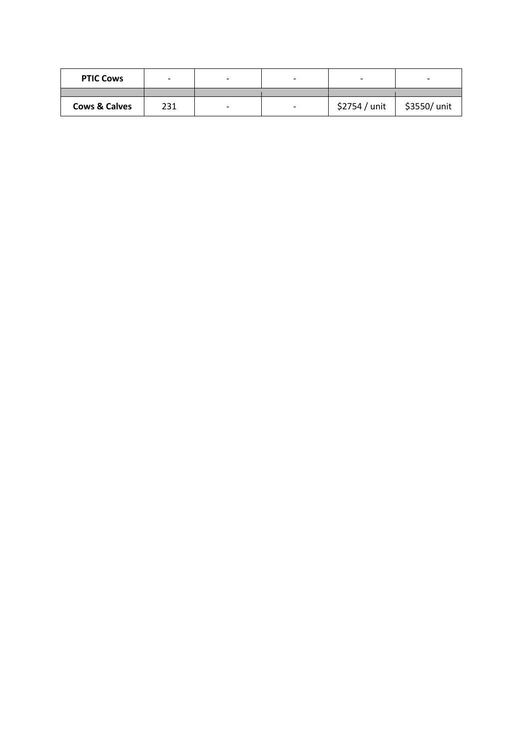| | | | | | |
|---|---|---|---|---|---|
| **PTIC Cows** | - | - | - | - | - |
| | | | | | |
| **Cows & Calves** | 231 | - | - | $2754 / unit | $3550/ unit |